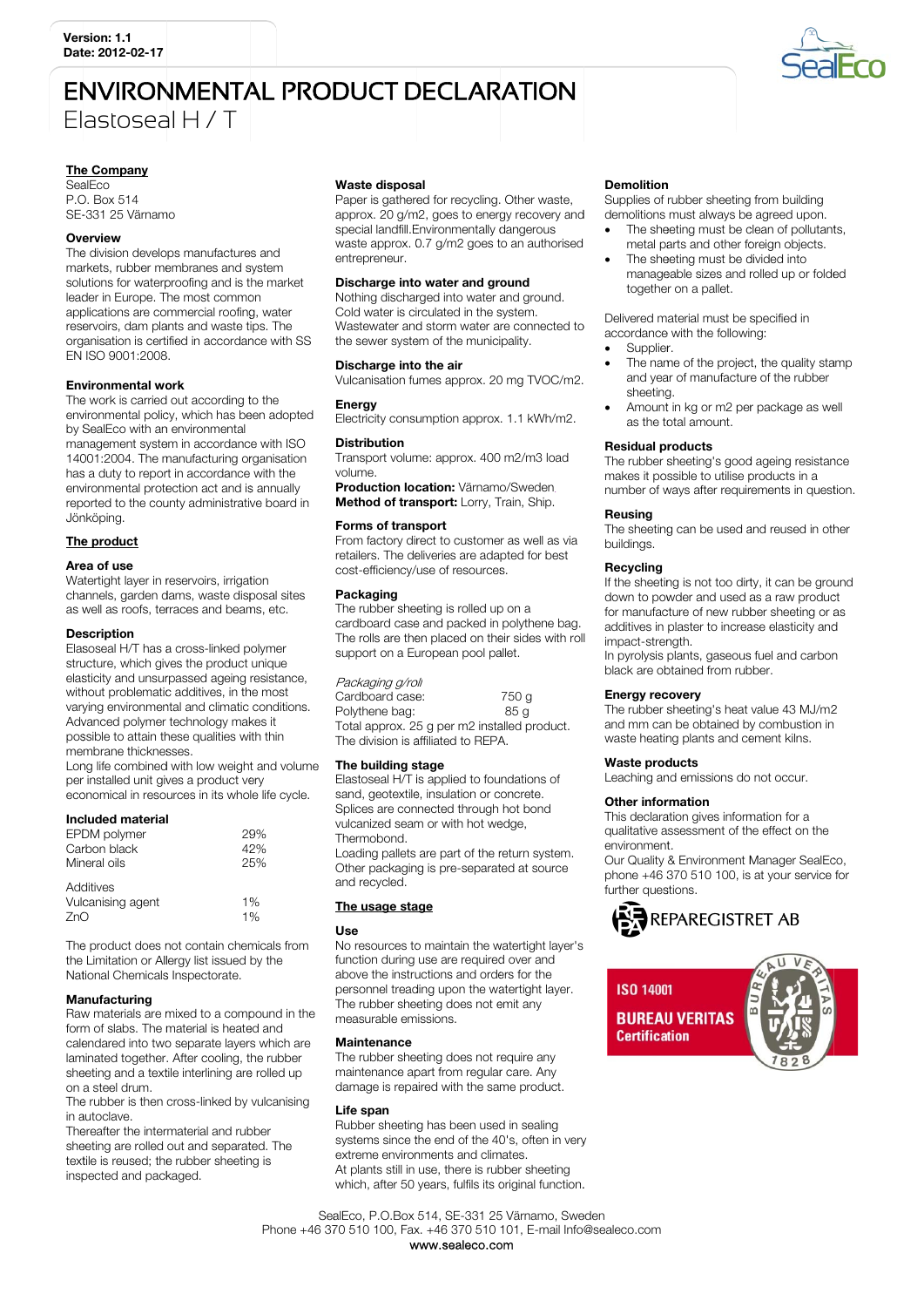Version: 1.1
Date: 2012-02-17

# ENVIRONMENTAL PRODUCT DECLARATION

## Elastoseal H / T

### The Company

SealEco
P.O. Box 514
SE-331 25 Värnamo

### Overview

The division develops manufactures and markets, rubber membranes and system solutions for waterproofing and is the market leader in Europe. The most common applications are commercial roofing, water reservoirs, dam plants and waste tips. The organisation is certified in accordance with SS EN ISO 9001:2008.

### Environmental work

The work is carried out according to the environmental policy, which has been adopted by SealEco with an environmental management system in accordance with ISO 14001:2004. The manufacturing organisation has a duty to report in accordance with the environmental protection act and is annually reported to the county administrative board in Jönköping.

### The product

#### Area of use

Watertight layer in reservoirs, irrigation channels, garden dams, waste disposal sites as well as roofs, terraces and beams, etc.

#### Description

Elasoseal H/T has a cross-linked polymer structure, which gives the product unique elasticity and unsurpassed ageing resistance, without problematic additives, in the most varying environmental and climatic conditions. Advanced polymer technology makes it possible to attain these qualities with thin membrane thicknesses.
Long life combined with low weight and volume per installed unit gives a product very economical in resources in its whole life cycle.

#### Included material

| | |
|---|---|
| EPDM polymer | 29% |
| Carbon black | 42% |
| Mineral oils | 25% |
| Additives | |
| Vulcanising agent | 1% |
| ZnO | 1% |

The product does not contain chemicals from the Limitation or Allergy list issued by the National Chemicals Inspectorate.

#### Manufacturing

Raw materials are mixed to a compound in the form of slabs. The material is heated and calendared into two separate layers which are laminated together. After cooling, the rubber sheeting and a textile interlining are rolled up on a steel drum.
The rubber is then cross-linked by vulcanising in autoclave.
Thereafter the intermaterial and rubber sheeting are rolled out and separated. The textile is reused; the rubber sheeting is inspected and packaged.

#### Waste disposal

Paper is gathered for recycling. Other waste, approx. 20 g/m2, goes to energy recovery and special landfill.Environmentally dangerous waste approx. 0.7 g/m2 goes to an authorised entrepreneur.

#### Discharge into water and ground

Nothing discharged into water and ground. Cold water is circulated in the system. Wastewater and storm water are connected to the sewer system of the municipality.

#### Discharge into the air

Vulcanisation fumes approx. 20 mg TVOC/m2.

#### Energy

Electricity consumption approx. 1.1 kWh/m2.

#### Distribution

Transport volume: approx. 400 m2/m3 load volume.
**Production location:** Värnamo/Sweden.
**Method of transport:** Lorry, Train, Ship.

#### Forms of transport

From factory direct to customer as well as via retailers. The deliveries are adapted for best cost-efficiency/use of resources.

#### Packaging

The rubber sheeting is rolled up on a cardboard case and packed in polythene bag. The rolls are then placed on their sides with roll support on a European pool pallet.

*Packaging g/roll*

| | |
|---|---|
| Cardboard case: | 750 g |
| Polythene bag: | 85 g |

Total approx. 25 g per m2 installed product.
The division is affiliated to REPA.

#### The building stage

Elastoseal H/T is applied to foundations of sand, geotextile, insulation or concrete. Splices are connected through hot bond vulcanized seam or with hot wedge, Thermobond.
Loading pallets are part of the return system. Other packaging is pre-separated at source and recycled.

### The usage stage

#### Use

No resources to maintain the watertight layer's function during use are required over and above the instructions and orders for the personnel treading upon the watertight layer. The rubber sheeting does not emit any measurable emissions.

#### Maintenance

The rubber sheeting does not require any maintenance apart from regular care. Any damage is repaired with the same product.

#### Life span

Rubber sheeting has been used in sealing systems since the end of the 40's, often in very extreme environments and climates.
At plants still in use, there is rubber sheeting which, after 50 years, fulfils its original function.

#### Demolition

Supplies of rubber sheeting from building demolitions must always be agreed upon.

- The sheeting must be clean of pollutants, metal parts and other foreign objects.
- The sheeting must be divided into manageable sizes and rolled up or folded together on a pallet.

Delivered material must be specified in accordance with the following:

- Supplier.
- The name of the project, the quality stamp and year of manufacture of the rubber sheeting.
- Amount in kg or m2 per package as well as the total amount.

#### Residual products

The rubber sheeting's good ageing resistance makes it possible to utilise products in a number of ways after requirements in question.

#### Reusing

The sheeting can be used and reused in other buildings.

#### Recycling

If the sheeting is not too dirty, it can be ground down to powder and used as a raw product for manufacture of new rubber sheeting or as additives in plaster to increase elasticity and impact-strength.
In pyrolysis plants, gaseous fuel and carbon black are obtained from rubber.

#### Energy recovery

The rubber sheeting's heat value 43 MJ/m2 and mm can be obtained by combustion in waste heating plants and cement kilns.

#### Waste products

Leaching and emissions do not occur.

#### Other information

This declaration gives information for a qualitative assessment of the effect on the environment.
Our Quality & Environment Manager SealEco, phone +46 370 510 100, is at your service for further questions.

REPAREGISTRET AB

ISO 14001
BUREAU VERITAS
Certification

SealEco, P.O.Box 514, SE-331 25 Värnamo, Sweden
Phone +46 370 510 100, Fax. +46 370 510 101, E-mail Info@sealeco.com
www.sealeco.com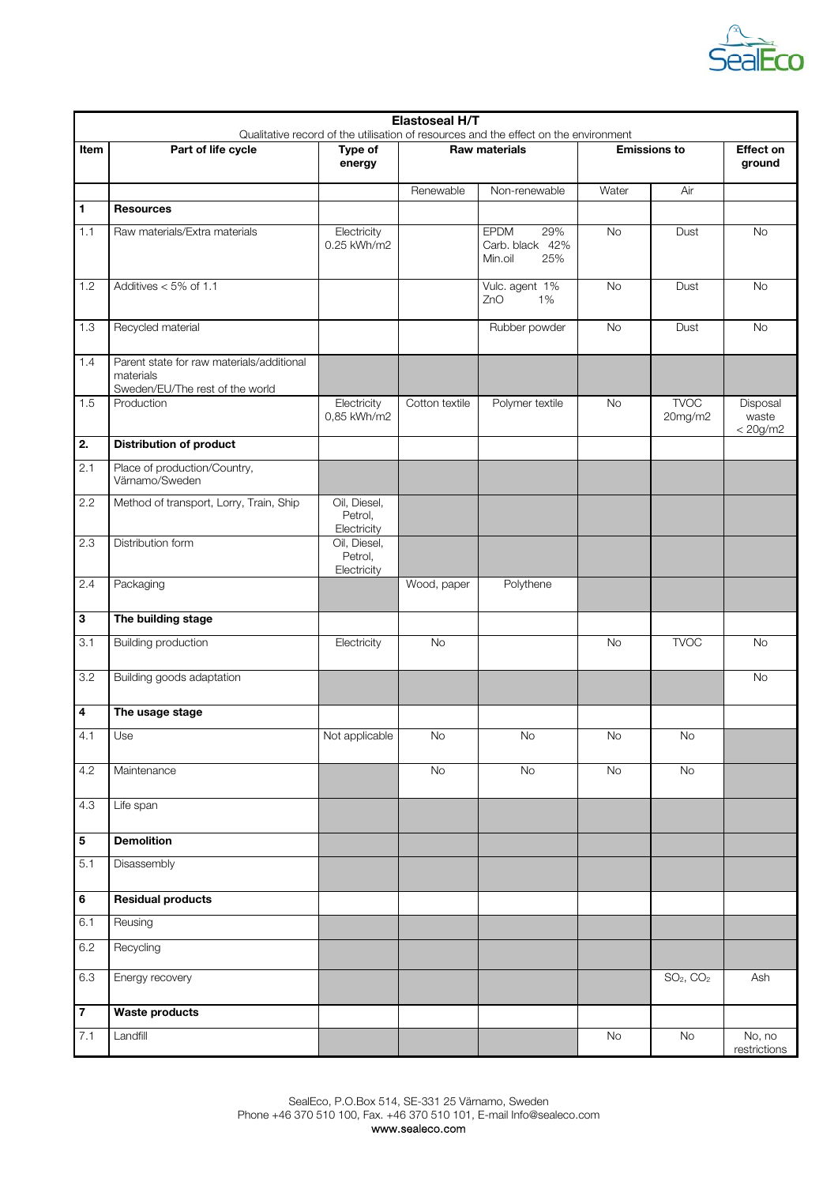## Elastoseal H/T

Qualitative record of the utilisation of resources and the effect on the environment

| Item | Part of life cycle | Type of energy | Raw materials | | Emissions to | | Effect on ground |
|---|---|---|---|---|---|---|---|
| | | | Renewable | Non-renewable | Water | Air | |
| **1** | **Resources** | | | | | | |
| 1.1 | Raw materials/Extra materials | Electricity 0.25 kWh/m2 | | EPDM 29% Carb. black 42% Min.oil 25% | No | Dust | No |
| 1.2 | Additives < 5% of 1.1 | | | Vulc. agent 1% ZnO 1% | No | Dust | No |
| 1.3 | Recycled material | | | Rubber powder | No | Dust | No |
| 1.4 | Parent state for raw materials/additional materials Sweden/EU/The rest of the world | | | | | | |
| 1.5 | Production | Electricity 0,85 kWh/m2 | Cotton textile | Polymer textile | No | TVOC 20mg/m2 | Disposal waste < 20g/m2 |
| **2.** | **Distribution of product** | | | | | | |
| 2.1 | Place of production/Country, Värnamo/Sweden | | | | | | |
| 2.2 | Method of transport, Lorry, Train, Ship | Oil, Diesel, Petrol, Electricity | | | | | |
| 2.3 | Distribution form | Oil, Diesel, Petrol, Electricity | | | | | |
| 2.4 | Packaging | | Wood, paper | Polythene | | | |
| **3** | **The building stage** | | | | | | |
| 3.1 | Building production | Electricity | No | | No | TVOC | No |
| 3.2 | Building goods adaptation | | | | | | No |
| **4** | **The usage stage** | | | | | | |
| 4.1 | Use | Not applicable | No | No | No | No | |
| 4.2 | Maintenance | | No | No | No | No | |
| 4.3 | Life span | | | | | | |
| **5** | **Demolition** | | | | | | |
| 5.1 | Disassembly | | | | | | |
| **6** | **Residual products** | | | | | | |
| 6.1 | Reusing | | | | | | |
| 6.2 | Recycling | | | | | | |
| 6.3 | Energy recovery | | | | | $SO_2$, $CO_2$ | Ash |
| **7** | **Waste products** | | | | | | |
| 7.1 | Landfill | | | | No | No | No, no restrictions |

SealEco, P.O.Box 514, SE-331 25 Värnamo, Sweden
Phone +46 370 510 100, Fax. +46 370 510 101, E-mail Info@sealeco.com
www.sealeco.com